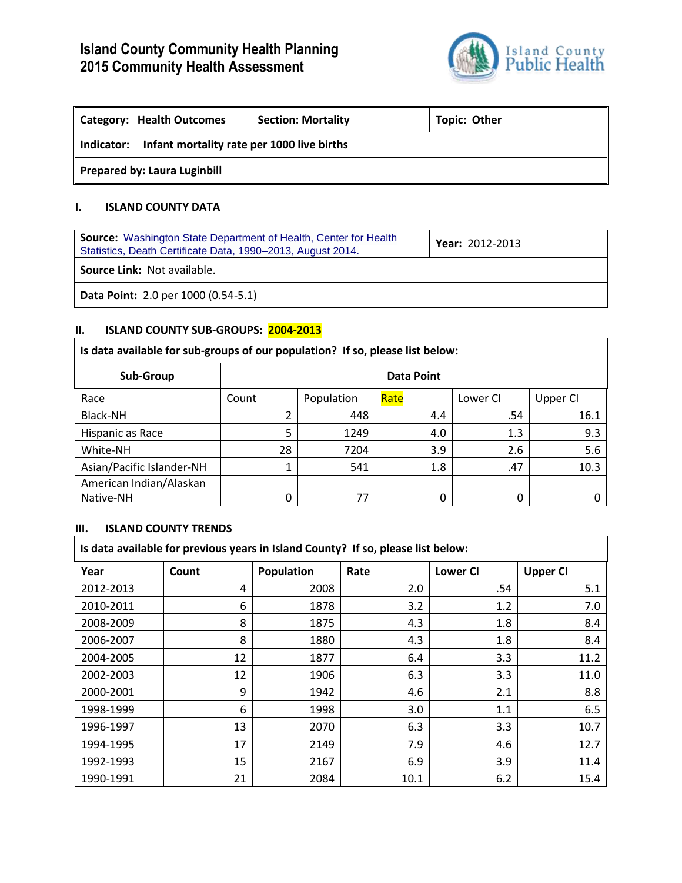# Island County Community Health Planning
# 2015 Community Health Assessment

| **Category: Health Outcomes** | **Section: Mortality** | **Topic: Other** |
|---|---|---|
| **Indicator: Infant mortality rate per 1000 live births** | | |
| **Prepared by: Laura Luginbill** | | |

## I. ISLAND COUNTY DATA

| **Source:** Washington State Department of Health, Center for Health Statistics, Death Certificate Data, 1990–2013, August 2014. | **Year:** 2012-2013 |
|---|---|
| **Source Link:** Not available. | |
| **Data Point:** 2.0 per 1000 (0.54-5.1) | |

## II. ISLAND COUNTY SUB-GROUPS: 2004-2013

**Is data available for sub-groups of our population? If so, please list below:**

| Sub-Group | Data Point | | | | |
|---|---|---|---|---|---|
| Race | Count | Population | Rate | Lower CI | Upper CI |
| Black-NH | 2 | 448 | 4.4 | .54 | 16.1 |
| Hispanic as Race | 5 | 1249 | 4.0 | 1.3 | 9.3 |
| White-NH | 28 | 7204 | 3.9 | 2.6 | 5.6 |
| Asian/Pacific Islander-NH | 1 | 541 | 1.8 | .47 | 10.3 |
| American Indian/Alaskan Native-NH | 0 | 77 | 0 | 0 | 0 |

## III. ISLAND COUNTY TRENDS

**Is data available for previous years in Island County? If so, please list below:**

| Year | Count | Population | Rate | Lower CI | Upper CI |
|---|---|---|---|---|---|
| 2012-2013 | 4 | 2008 | 2.0 | .54 | 5.1 |
| 2010-2011 | 6 | 1878 | 3.2 | 1.2 | 7.0 |
| 2008-2009 | 8 | 1875 | 4.3 | 1.8 | 8.4 |
| 2006-2007 | 8 | 1880 | 4.3 | 1.8 | 8.4 |
| 2004-2005 | 12 | 1877 | 6.4 | 3.3 | 11.2 |
| 2002-2003 | 12 | 1906 | 6.3 | 3.3 | 11.0 |
| 2000-2001 | 9 | 1942 | 4.6 | 2.1 | 8.8 |
| 1998-1999 | 6 | 1998 | 3.0 | 1.1 | 6.5 |
| 1996-1997 | 13 | 2070 | 6.3 | 3.3 | 10.7 |
| 1994-1995 | 17 | 2149 | 7.9 | 4.6 | 12.7 |
| 1992-1993 | 15 | 2167 | 6.9 | 3.9 | 11.4 |
| 1990-1991 | 21 | 2084 | 10.1 | 6.2 | 15.4 |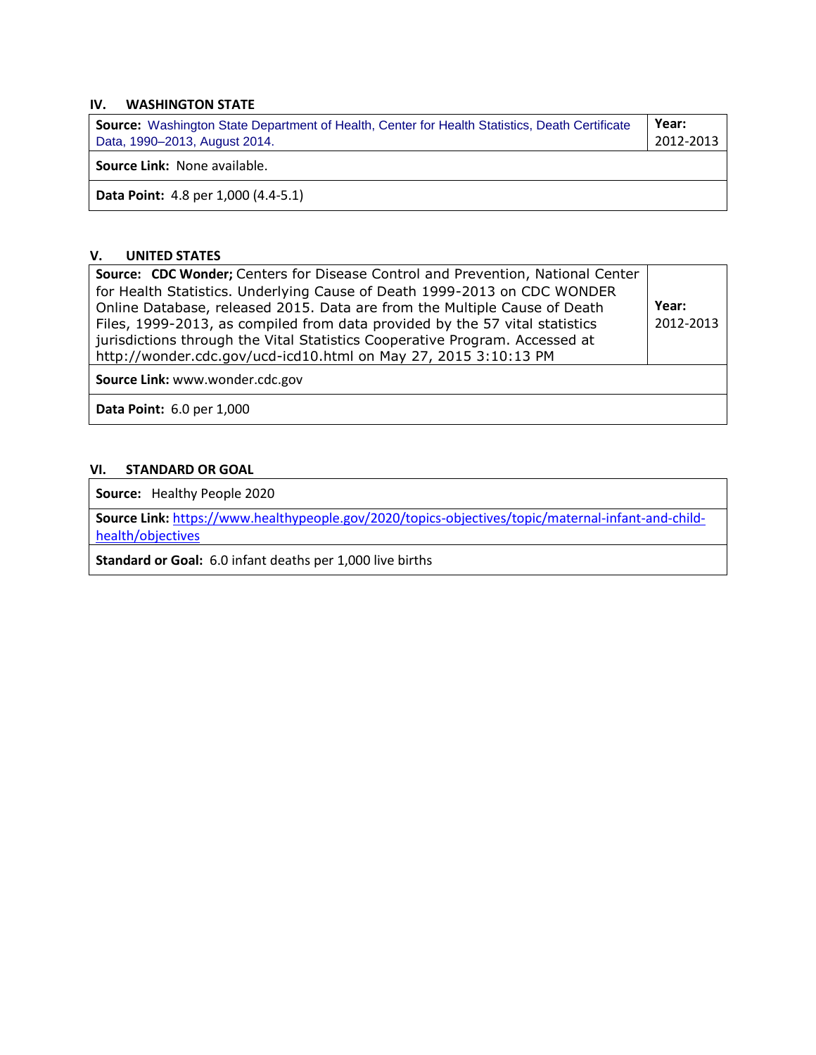## IV. WASHINGTON STATE

| | |
|---|---|
| **Source:** Washington State Department of Health, Center for Health Statistics, Death Certificate Data, 1990–2013, August 2014. | **Year:** 2012-2013 |
| **Source Link:** None available. | |
| **Data Point:** 4.8 per 1,000 (4.4-5.1) | |

## V. UNITED STATES

| | |
|---|---|
| **Source:** **CDC Wonder;** Centers for Disease Control and Prevention, National Center for Health Statistics. Underlying Cause of Death 1999-2013 on CDC WONDER Online Database, released 2015. Data are from the Multiple Cause of Death Files, 1999-2013, as compiled from data provided by the 57 vital statistics jurisdictions through the Vital Statistics Cooperative Program. Accessed at http://wonder.cdc.gov/ucd-icd10.html on May 27, 2015 3:10:13 PM | **Year:** 2012-2013 |
| **Source Link:** www.wonder.cdc.gov | |
| **Data Point:** 6.0 per 1,000 | |

## VI. STANDARD OR GOAL

| |
|---|
| **Source:** Healthy People 2020 |
| **Source Link:** https://www.healthypeople.gov/2020/topics-objectives/topic/maternal-infant-and-child-health/objectives |
| **Standard or Goal:** 6.0 infant deaths per 1,000 live births |